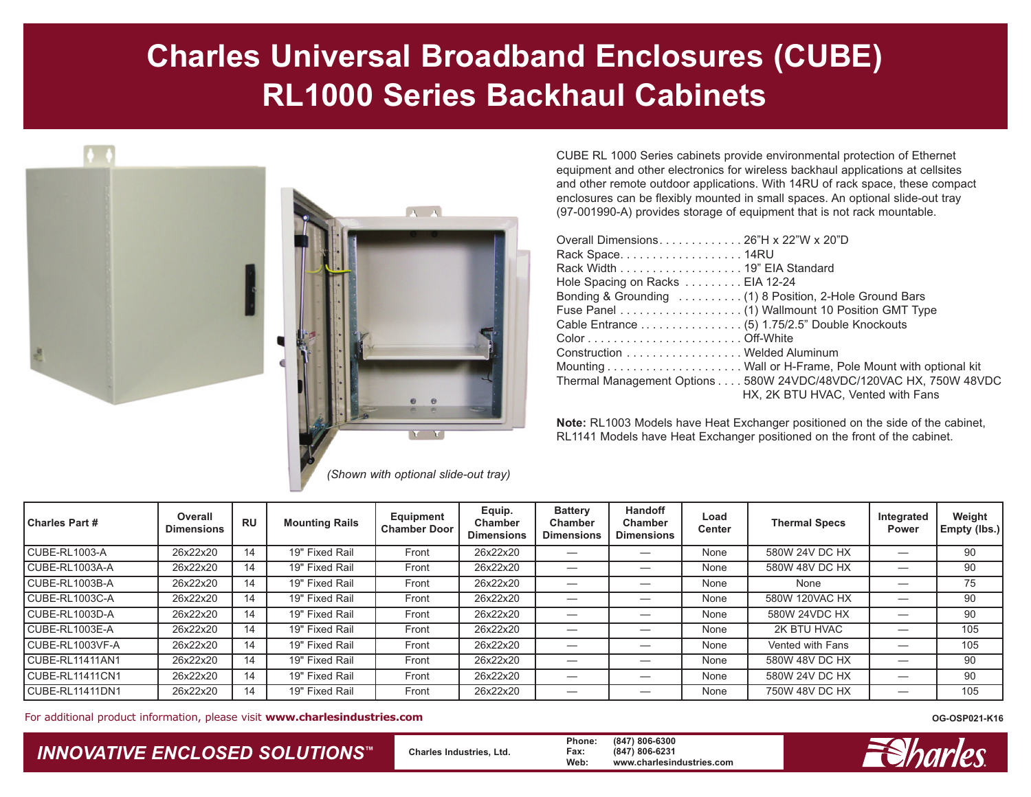# Charles Universal Broadband Enclosures (CUBE)
# RL1000 Series Backhaul Cabinets

*(Shown with optional slide-out tray)*

CUBE RL 1000 Series cabinets provide environmental protection of Ethernet equipment and other electronics for wireless backhaul applications at cellsites and other remote outdoor applications. With 14RU of rack space, these compact enclosures can be flexibly mounted in small spaces. An optional slide-out tray (97-001990-A) provides storage of equipment that is not rack mountable.

- Overall Dimensions . . . . . . . . . . . . . 26"H x 22"W x 20"D
- Rack Space. . . . . . . . . . . . . . . . . . . 14RU
- Rack Width . . . . . . . . . . . . . . . . . . . 19" EIA Standard
- Hole Spacing on Racks . . . . . . . . . EIA 12-24
- Bonding & Grounding . . . . . . . . . . (1) 8 Position, 2-Hole Ground Bars
- Fuse Panel . . . . . . . . . . . . . . . . . . . (1) Wallmount 10 Position GMT Type
- Cable Entrance . . . . . . . . . . . . . . . . (5) 1.75/2.5" Double Knockouts
- Color . . . . . . . . . . . . . . . . . . . . . . . . Off-White
- Construction . . . . . . . . . . . . . . . . . . Welded Aluminum
- Mounting . . . . . . . . . . . . . . . . . . . . . Wall or H-Frame, Pole Mount with optional kit
- Thermal Management Options . . . . 580W 24VDC/48VDC/120VAC HX, 750W 48VDC HX, 2K BTU HVAC, Vented with Fans

**Note:** RL1003 Models have Heat Exchanger positioned on the side of the cabinet, RL1141 Models have Heat Exchanger positioned on the front of the cabinet.

| Charles Part # | Overall Dimensions | RU | Mounting Rails | Equipment Chamber Door | Equip. Chamber Dimensions | Battery Chamber Dimensions | Handoff Chamber Dimensions | Load Center | Thermal Specs | Integrated Power | Weight Empty (lbs.) |
|---|---|---|---|---|---|---|---|---|---|---|---|
| CUBE-RL1003-A | 26x22x20 | 14 | 19" Fixed Rail | Front | 26x22x20 | — | — | None | 580W 24V DC HX | — | 90 |
| CUBE-RL1003A-A | 26x22x20 | 14 | 19" Fixed Rail | Front | 26x22x20 | — | — | None | 580W 48V DC HX | — | 90 |
| CUBE-RL1003B-A | 26x22x20 | 14 | 19" Fixed Rail | Front | 26x22x20 | — | — | None | None | — | 75 |
| CUBE-RL1003C-A | 26x22x20 | 14 | 19" Fixed Rail | Front | 26x22x20 | — | — | None | 580W 120VAC HX | — | 90 |
| CUBE-RL1003D-A | 26x22x20 | 14 | 19" Fixed Rail | Front | 26x22x20 | — | — | None | 580W 24VDC HX | — | 90 |
| CUBE-RL1003E-A | 26x22x20 | 14 | 19" Fixed Rail | Front | 26x22x20 | — | — | None | 2K BTU HVAC | — | 105 |
| CUBE-RL1003VF-A | 26x22x20 | 14 | 19" Fixed Rail | Front | 26x22x20 | — | — | None | Vented with Fans | — | 105 |
| CUBE-RL11411AN1 | 26x22x20 | 14 | 19" Fixed Rail | Front | 26x22x20 | — | — | None | 580W 48V DC HX | — | 90 |
| CUBE-RL11411CN1 | 26x22x20 | 14 | 19" Fixed Rail | Front | 26x22x20 | — | — | None | 580W 24V DC HX | — | 90 |
| CUBE-RL11411DN1 | 26x22x20 | 14 | 19" Fixed Rail | Front | 26x22x20 | — | — | None | 750W 48V DC HX | — | 105 |

For additional product information, please visit **www.charlesindustries.com**

OG-OSP021-K16

*INNOVATIVE ENCLOSED SOLUTIONS™*

**Charles Industries, Ltd.**

**Phone:** (847) 806-6300
**Fax:** (847) 806-6231
**Web:** www.charlesindustries.com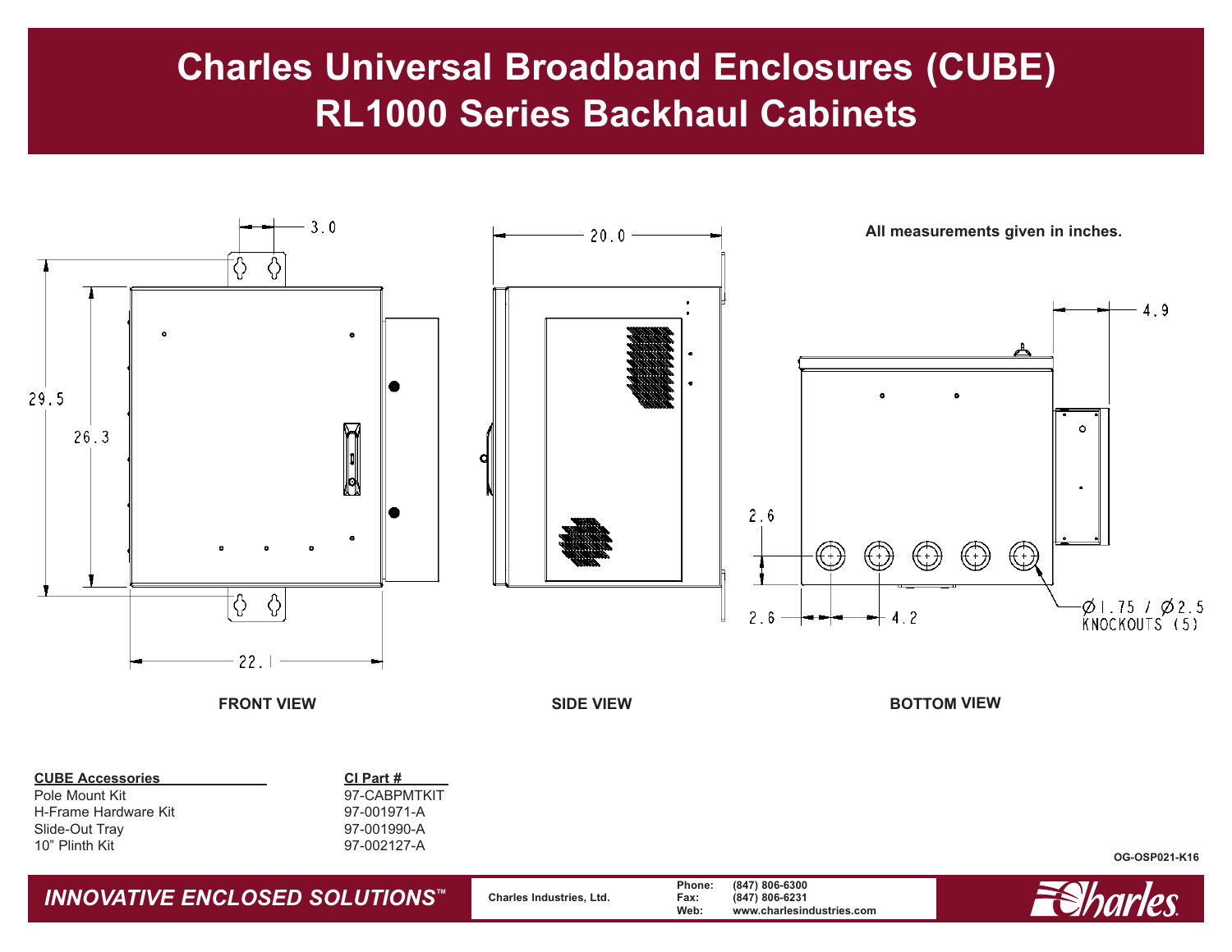# Charles Universal Broadband Enclosures (CUBE)
# RL1000 Series Backhaul Cabinets

All measurements given in inches.

3.0

29.5

26.3

22.1

FRONT VIEW

20.0

SIDE VIEW

4.9

2.6

2.6

4.2

Ø1.75 / Ø2.5
KNOCKOUTS (5)

BOTTOM VIEW

| CUBE Accessories | CI Part # |
|---|---|
| Pole Mount Kit | 97-CABPMTKIT |
| H-Frame Hardware Kit | 97-001971-A |
| Slide-Out Tray | 97-001990-A |
| 10" Plinth Kit | 97-002127-A |

OG-OSP021-K16

*INNOVATIVE ENCLOSED SOLUTIONS™*

Charles Industries, Ltd.

Phone: (847) 806-6300
Fax: (847) 806-6231
Web: www.charlesindustries.com

Charles